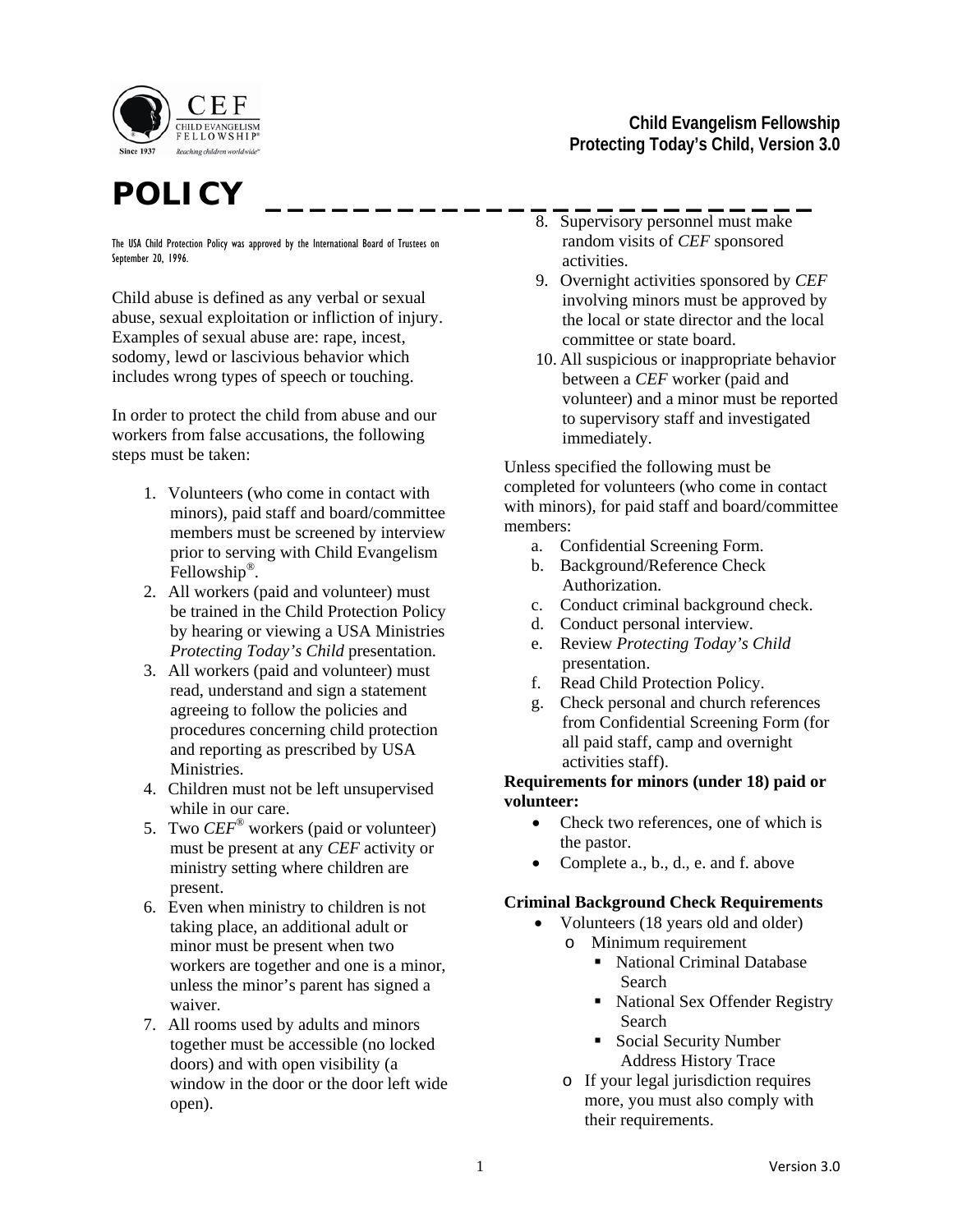**Child Evangelism Fellowship**
**Protecting Today's Child, Version 3.0**

# POLICY

The USA Child Protection Policy was approved by the International Board of Trustees on September 20, 1996.

Child abuse is defined as any verbal or sexual abuse, sexual exploitation or infliction of injury. Examples of sexual abuse are: rape, incest, sodomy, lewd or lascivious behavior which includes wrong types of speech or touching.

In order to protect the child from abuse and our workers from false accusations, the following steps must be taken:

1. Volunteers (who come in contact with minors), paid staff and board/committee members must be screened by interview prior to serving with Child Evangelism Fellowship®.
2. All workers (paid and volunteer) must be trained in the Child Protection Policy by hearing or viewing a USA Ministries *Protecting Today's Child* presentation.
3. All workers (paid and volunteer) must read, understand and sign a statement agreeing to follow the policies and procedures concerning child protection and reporting as prescribed by USA Ministries.
4. Children must not be left unsupervised while in our care.
5. Two *CEF*® workers (paid or volunteer) must be present at any *CEF* activity or ministry setting where children are present.
6. Even when ministry to children is not taking place, an additional adult or minor must be present when two workers are together and one is a minor, unless the minor's parent has signed a waiver.
7. All rooms used by adults and minors together must be accessible (no locked doors) and with open visibility (a window in the door or the door left wide open).
8. Supervisory personnel must make random visits of *CEF* sponsored activities.
9. Overnight activities sponsored by *CEF* involving minors must be approved by the local or state director and the local committee or state board.
10. All suspicious or inappropriate behavior between a *CEF* worker (paid and volunteer) and a minor must be reported to supervisory staff and investigated immediately.

Unless specified the following must be completed for volunteers (who come in contact with minors), for paid staff and board/committee members:

a. Confidential Screening Form.
b. Background/Reference Check Authorization.
c. Conduct criminal background check.
d. Conduct personal interview.
e. Review *Protecting Today's Child* presentation.
f. Read Child Protection Policy.
g. Check personal and church references from Confidential Screening Form (for all paid staff, camp and overnight activities staff).

**Requirements for minors (under 18) paid or volunteer:**

- Check two references, one of which is the pastor.
- Complete a., b., d., e. and f. above

**Criminal Background Check Requirements**

- Volunteers (18 years old and older)
  - Minimum requirement
    - National Criminal Database Search
    - National Sex Offender Registry Search
    - Social Security Number Address History Trace
  - If your legal jurisdiction requires more, you must also comply with their requirements.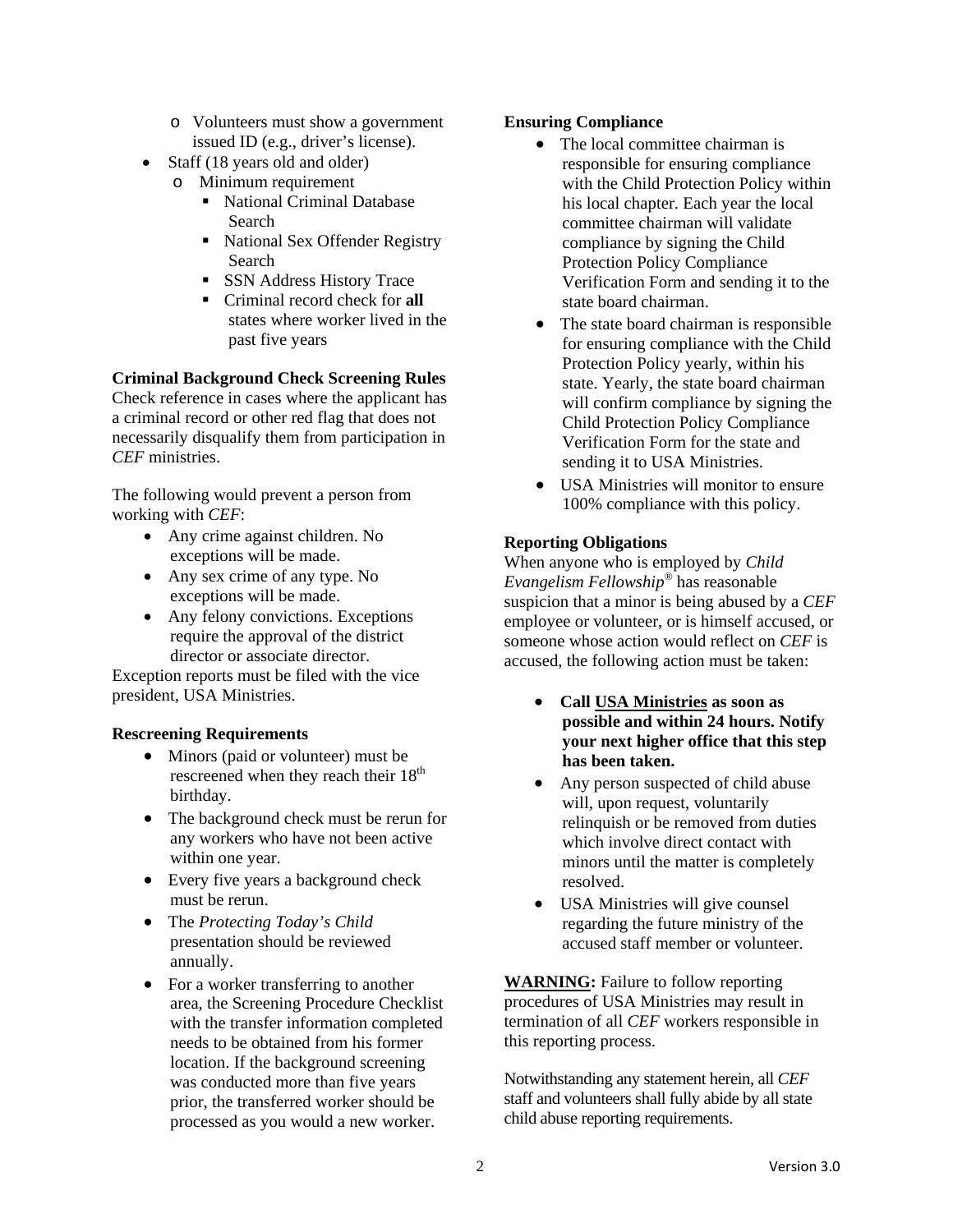- Volunteers must show a government issued ID (e.g., driver's license).
- Staff (18 years old and older)
  - Minimum requirement
    - National Criminal Database Search
    - National Sex Offender Registry Search
    - SSN Address History Trace
    - Criminal record check for **all** states where worker lived in the past five years

**Criminal Background Check Screening Rules**

Check reference in cases where the applicant has a criminal record or other red flag that does not necessarily disqualify them from participation in *CEF* ministries.

The following would prevent a person from working with *CEF*:

- Any crime against children. No exceptions will be made.
- Any sex crime of any type. No exceptions will be made.
- Any felony convictions. Exceptions require the approval of the district director or associate director.

Exception reports must be filed with the vice president, USA Ministries.

**Rescreening Requirements**

- Minors (paid or volunteer) must be rescreened when they reach their 18th birthday.
- The background check must be rerun for any workers who have not been active within one year.
- Every five years a background check must be rerun.
- The *Protecting Today's Child* presentation should be reviewed annually.
- For a worker transferring to another area, the Screening Procedure Checklist with the transfer information completed needs to be obtained from his former location. If the background screening was conducted more than five years prior, the transferred worker should be processed as you would a new worker.

**Ensuring Compliance**

- The local committee chairman is responsible for ensuring compliance with the Child Protection Policy within his local chapter. Each year the local committee chairman will validate compliance by signing the Child Protection Policy Compliance Verification Form and sending it to the state board chairman.
- The state board chairman is responsible for ensuring compliance with the Child Protection Policy yearly, within his state. Yearly, the state board chairman will confirm compliance by signing the Child Protection Policy Compliance Verification Form for the state and sending it to USA Ministries.
- USA Ministries will monitor to ensure 100% compliance with this policy.

**Reporting Obligations**

When anyone who is employed by *Child Evangelism Fellowship®* has reasonable suspicion that a minor is being abused by a *CEF* employee or volunteer, or is himself accused, or someone whose action would reflect on *CEF* is accused, the following action must be taken:

- **Call <u>USA Ministries</u> as soon as possible and within 24 hours. Notify your next higher office that this step has been taken.**
- Any person suspected of child abuse will, upon request, voluntarily relinquish or be removed from duties which involve direct contact with minors until the matter is completely resolved.
- USA Ministries will give counsel regarding the future ministry of the accused staff member or volunteer.

**<u>WARNING</u>:** Failure to follow reporting procedures of USA Ministries may result in termination of all *CEF* workers responsible in this reporting process.

Notwithstanding any statement herein, all *CEF* staff and volunteers shall fully abide by all state child abuse reporting requirements.